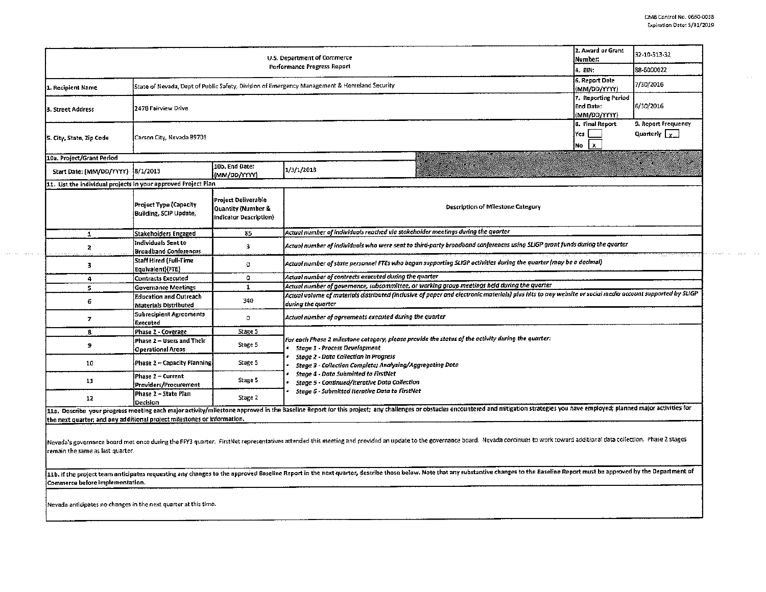OMB Control No. 0660-0038
Expiration Date: 5/31/2019

| U.S. Department of Commerce Performance Progress Report | | | | 2. Award or Grant Number: | 32-10-513-32 |
|---|---|---|---|---|---|
| | | | | 4. EIN: | 88-6000022 |
| 1. Recipient Name | State of Nevada, Dept of Public Safety, Division of Emergency Management & Homeland Security | | | 6. Report Date (MM/DD/YYYY) | 7/30/2016 |
| 3. Street Address | 2478 Fairview Drive | | | 7. Reporting Period End Date: (MM/DD/YYYY) | 6/30/2016 |
| 5. City, State, Zip Code | Carson City, Nevada 89701 | | | 8. Final Report Yes [ ] No [x] | 9. Report Frequency Quarterly [x] |
| 10a. Project/Grant Period | | | | | |
| Start Date: (MM/DD/YYYY) | 8/1/2013 | 10b. End Date: (MM/DD/YYYY) | 1/3/1/2018 | | |

**11. List the individual projects in your approved Project Plan**

| | Project Type (Capacity Building, SCIP Update, | Project Deliverable Quantity (Number & Indicator Description) | Description of Milestone Category |
|---|---|---|---|
| 1 | Stakeholders Engaged | 85 | *Actual number of individuals reached via stakeholder meetings during the quarter* |
| 2 | Individuals Sent to Broadband Conferences | 3 | *Actual number of individuals who were sent to third-party broadband conferences using SLIGP grant funds during the quarter* |
| 3 | Staff Hired (Full-Time Equivalent)(FTE) | 0 | *Actual number of state personnel FTEs who began supporting SLIGP activities during the quarter (may be a decimal)* |
| 4 | Contracts Executed | 0 | *Actual number of contracts executed during the quarter* |
| 5 | Governance Meetings | 1 | *Actual number of governance, subcommittee, or working group meetings held during the quarter* |
| 6 | Education and Outreach Materials Distributed | 340 | *Actual volume of materials distributed (inclusive of paper and electronic materials) plus hits to any website or social media account supported by SLIGP during the quarter* |
| 7 | Subrecipient Agreements Executed | 0 | *Actual number of agreements executed during the quarter* |
| 8 | Phase 2 - Coverage | Stage 5 | *For each Phase 2 milestone category, please provide the status of the activity during the quarter:* <br> • *Stage 1 - Process Development* <br> • *Stage 2 - Data Collection in Progress* <br> • *Stage 3 - Collection Complete; Analyzing/Aggregating Data* <br> • *Stage 4 - Data Submitted to FirstNet* <br> • *Stage 5 - Continued/Iterative Data Collection* <br> • *Stage 6 - Submitted Iterative Data to FirstNet* |
| 9 | Phase 2 – Users and Their Operational Areas | Stage 5 | |
| 10 | Phase 2 – Capacity Planning | Stage 5 | |
| 11 | Phase 2 – Current Providers/Procurement | Stage 5 | |
| 12 | Phase 2 – State Plan Decision | Stage 2 | |

**11a. Describe your progress meeting each major activity/milestone approved in the Baseline Report for this project; any challenges or obstacles encountered and mitigation strategies you have employed; planned major activities for the next quarter; and any additional project milestones or information.**

Nevada's governance board met once during the FFY3 quarter. FirstNet representatives attended this meeting and provided an update to the governance board. Nevada continues to work toward additional data collection. Phase 2 stages remain the same as last quarter.

**11b. If the project team anticipates requesting any changes to the approved Baseline Report in the next quarter, describe those below. Note that any substantive changes to the Baseline Report must be approved by the Department of Commerce before implementation.**

Nevada anticipates no changes in the next quarter at this time.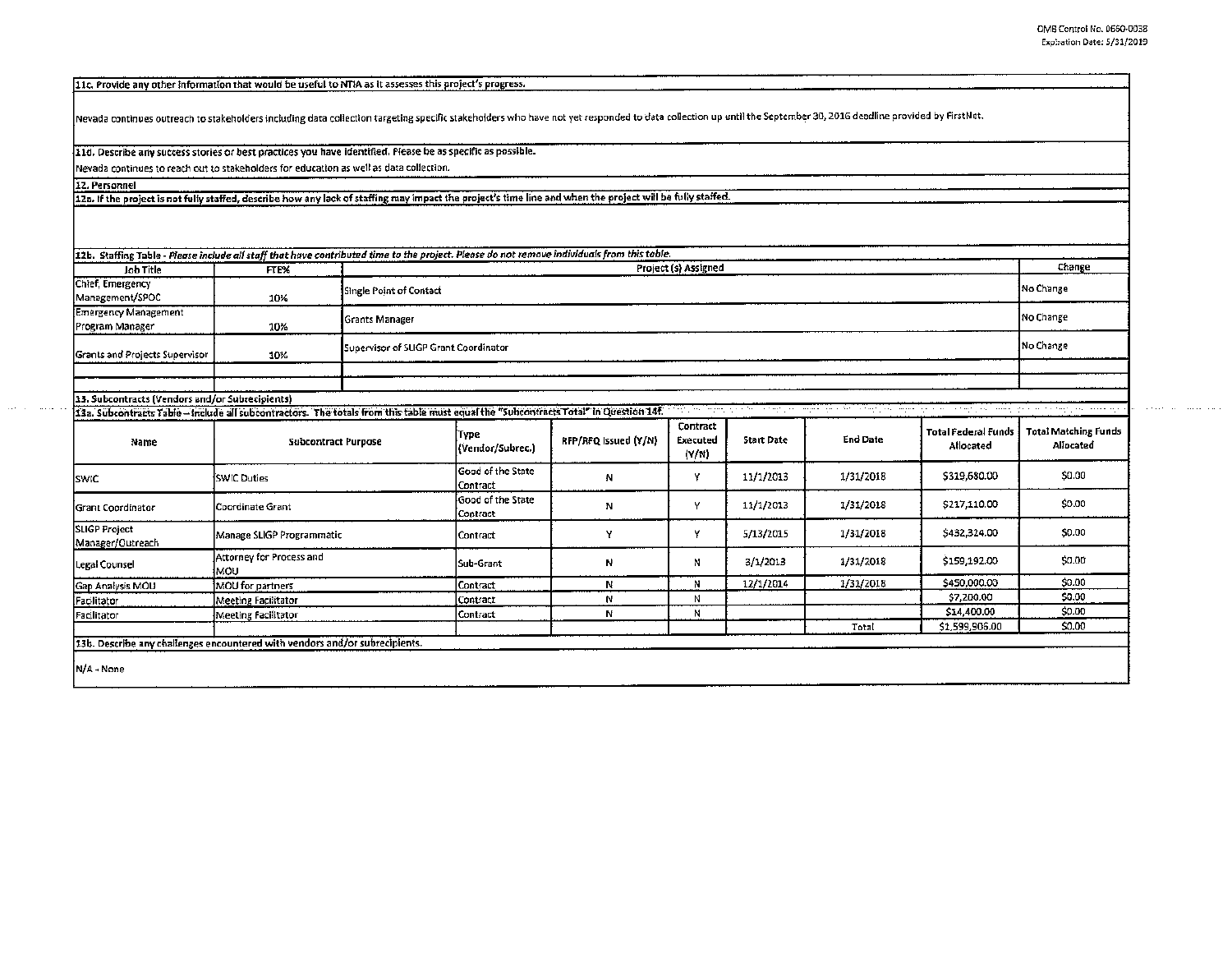**11c. Provide any other information that would be useful to NTIA as it assesses this project's progress.**

Nevada continues outreach to stakeholders including data collection targeting specific stakeholders who have not yet responded to data collection up until the September 30, 2016 deadline provided by FirstNet.

**11d. Describe any success stories or best practices you have identified. Please be as specific as possible.**

Nevada continues to reach out to stakeholders for education as well as data collection.

**12. Personnel**

**12a. If the project is not fully staffed, describe how any lack of staffing may impact the project's time line and when the project will be fully staffed.**

**12b. Staffing Table** - *Please include all staff that have contributed time to the project. Please do not remove individuals from this table.*

| Job Title | FTE% | Project (s) Assigned | Change |
|---|---|---|---|
| Chief, Emergency Management/SPOC | 10% | Single Point of Contact | No Change |
| Emergency Management Program Manager | 10% | Grants Manager | No Change |
| Grants and Projects Supervisor | 10% | Supervisor of SLIGP Grant Coordinator | No Change |
| | | | |
| | | | |

**13. Subcontracts (Vendors and/or Subrecipients)**

**13a. Subcontracts Table – Include all subcontractors. The totals from this table must equal the "Subcontracts Total" in Question 14f.**

| Name | Subcontract Purpose | Type (Vendor/Subrec.) | RFP/RFQ Issued (Y/N) | Contract Executed (Y/N) | Start Date | End Date | Total Federal Funds Allocated | Total Matching Funds Allocated |
|---|---|---|---|---|---|---|---|---|
| SWIC | SWIC Duties | Good of the State Contract | N | Y | 11/1/2013 | 1/31/2018 | $319,680.00 | $0.00 |
| Grant Coordinator | Coordinate Grant | Good of the State Contract | N | Y | 11/1/2013 | 1/31/2018 | $217,110.00 | $0.00 |
| SLIGP Project Manager/Outreach | Manage SLIGP Programmatic | Contract | Y | Y | 5/13/2015 | 1/31/2018 | $432,324.00 | $0.00 |
| Legal Counsel | Attorney for Process and MOU | Sub-Grant | N | N | 3/1/2013 | 1/31/2018 | $159,192.00 | $0.00 |
| Gap Analysis MOU | MOU for partners | Contract | N | N | 12/1/2014 | 1/31/2018 | $450,000.00 | $0.00 |
| Facilitator | Meeting Facilitator | Contract | N | N | | | $7,200.00 | $0.00 |
| Facilitator | Meeting Facilitator | Contract | N | N | | | $14,400.00 | $0.00 |
| | | | | | | Total | $1,599,906.00 | $0.00 |

**13b. Describe any challenges encountered with vendors and/or subrecipients.**

N/A - None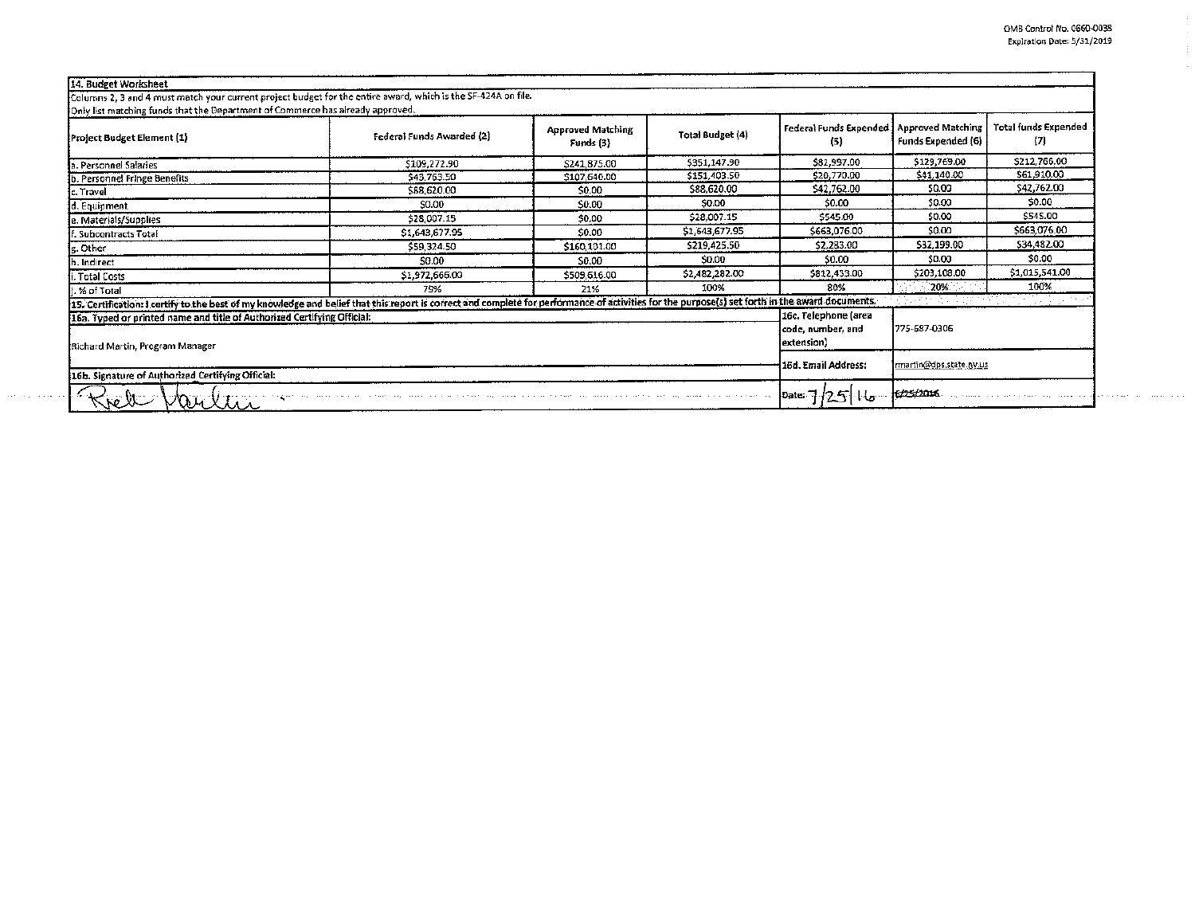OMB Control No. 0660-0038
Expiration Date: 5/31/2019

## 14. Budget Worksheet

Columns 2, 3 and 4 must match your current project budget for the entire award, which is the SF-424A on file.
Only list matching funds that the Department of Commerce has already approved.

| Project Budget Element (1) | Federal Funds Awarded (2) | Approved Matching Funds (3) | Total Budget (4) | Federal Funds Expended (5) | Approved Matching Funds Expended (6) | Total funds Expended (7) |
|---|---|---|---|---|---|---|
| a. Personnel Salaries | $109,272.90 | $241,875.00 | $351,147.90 | $82,997.00 | $129,769.00 | $212,766.00 |
| b. Personnel Fringe Benefits | $43,763.50 | $107,640.00 | $151,403.50 | $20,770.00 | $41,140.00 | $61,910.00 |
| c. Travel | $88,620.00 | $0.00 | $88,620.00 | $42,762.00 | $0.00 | $42,762.00 |
| d. Equipment | $0.00 | $0.00 | $0.00 | $0.00 | $0.00 | $0.00 |
| e. Materials/Supplies | $28,007.15 | $0.00 | $28,007.15 | $545.00 | $0.00 | $545.00 |
| f. Subcontracts Total | $1,643,677.95 | $0.00 | $1,643,677.95 | $663,076.00 | $0.00 | $663,076.00 |
| g. Other | $59,324.50 | $160,101.00 | $219,425.50 | $2,283.00 | $32,199.00 | $34,482.00 |
| h. Indirect | $0.00 | $0.00 | $0.00 | $0.00 | $0.00 | $0.00 |
| i. Total Costs | $1,972,666.00 | $509,616.00 | $2,482,282.00 | $812,433.00 | $203,108.00 | $1,015,541.00 |
| j. % of Total | 79% | 21% | 100% | 80% | 20% | 100% |

**15. Certification: I certify to the best of my knowledge and belief that this report is correct and complete for performance of activities for the purpose(s) set forth in the award documents.**

| | | |
|---|---|---|
| **16a. Typed or printed name and title of Authorized Certifying Official:** Richard Martin, Program Manager | 16c. Telephone (area code, number, and extension) | 775-687-0306 |
| | 16d. Email Address: | rmartin@dps.state.nv.us |
| **16b. Signature of Authorized Certifying Official:** Rich Martin | Date: 7/25/16 | ~~6/25/2016~~ |